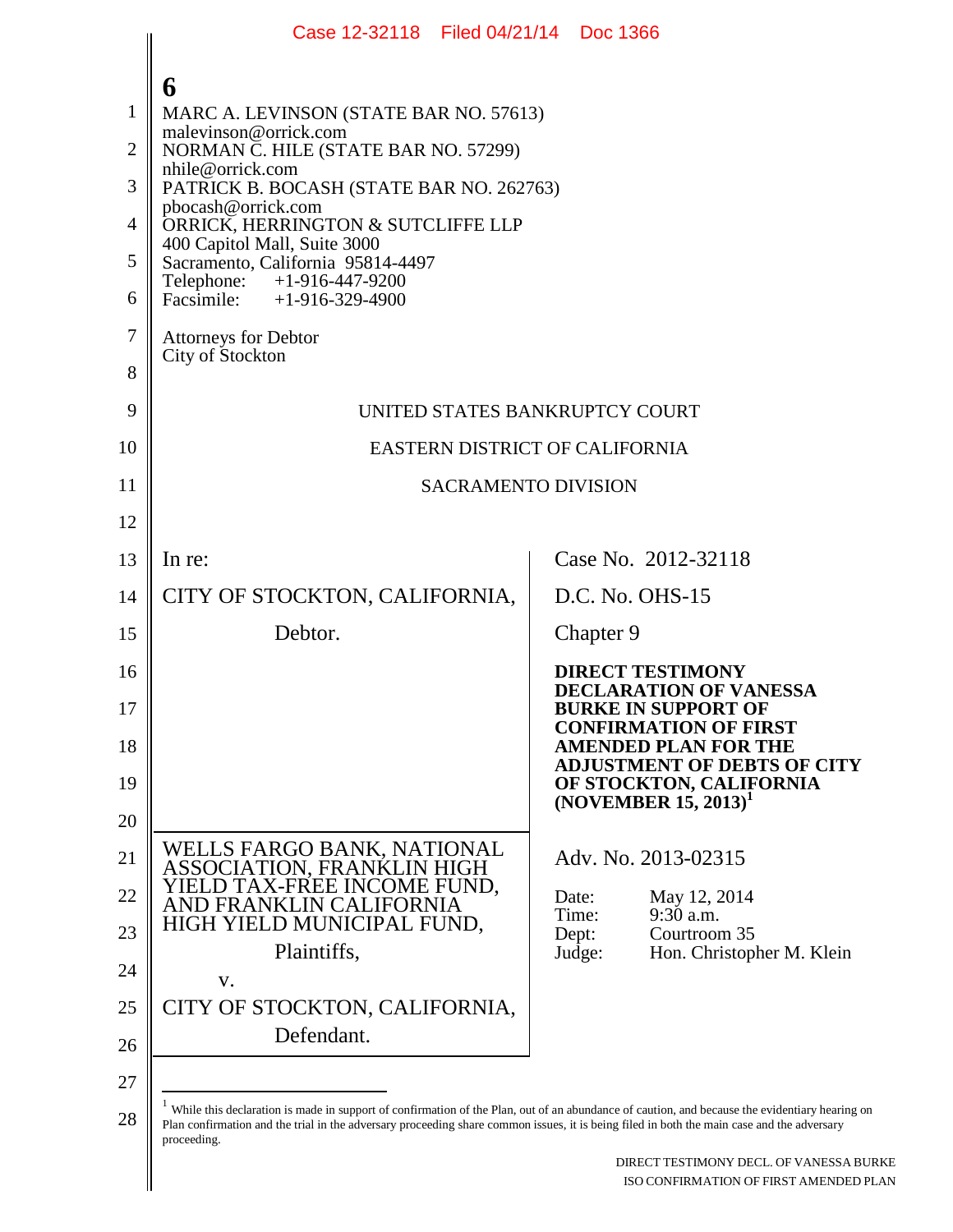6

MARC A. LEVINSON (STATE BAR NO. 57613)
malevinson@orrick.com
NORMAN C. HILE (STATE BAR NO. 57299)
nhile@orrick.com
PATRICK B. BOCASH (STATE BAR NO. 262763)
pbocash@orrick.com
ORRICK, HERRINGTON & SUTCLIFFE LLP
400 Capitol Mall, Suite 3000
Sacramento, California 95814-4497
Telephone: +1-916-447-9200
Facsimile: +1-916-329-4900

Attorneys for Debtor
City of Stockton

UNITED STATES BANKRUPTCY COURT

EASTERN DISTRICT OF CALIFORNIA

SACRAMENTO DIVISION

In re:

CITY OF STOCKTON, CALIFORNIA,

Debtor.

Case No. 2012-32118

D.C. No. OHS-15

Chapter 9

**DIRECT TESTIMONY DECLARATION OF VANESSA BURKE IN SUPPORT OF CONFIRMATION OF FIRST AMENDED PLAN FOR THE ADJUSTMENT OF DEBTS OF CITY OF STOCKTON, CALIFORNIA (NOVEMBER 15, 2013)[1]**

WELLS FARGO BANK, NATIONAL ASSOCIATION, FRANKLIN HIGH YIELD TAX-FREE INCOME FUND, AND FRANKLIN CALIFORNIA HIGH YIELD MUNICIPAL FUND,

Plaintiffs,

v.

CITY OF STOCKTON, CALIFORNIA,

Defendant.

Adv. No. 2013-02315

Date: May 12, 2014
Time: 9:30 a.m.
Dept: Courtroom 35
Judge: Hon. Christopher M. Klein

[1] While this declaration is made in support of confirmation of the Plan, out of an abundance of caution, and because the evidentiary hearing on Plan confirmation and the trial in the adversary proceeding share common issues, it is being filed in both the main case and the adversary proceeding.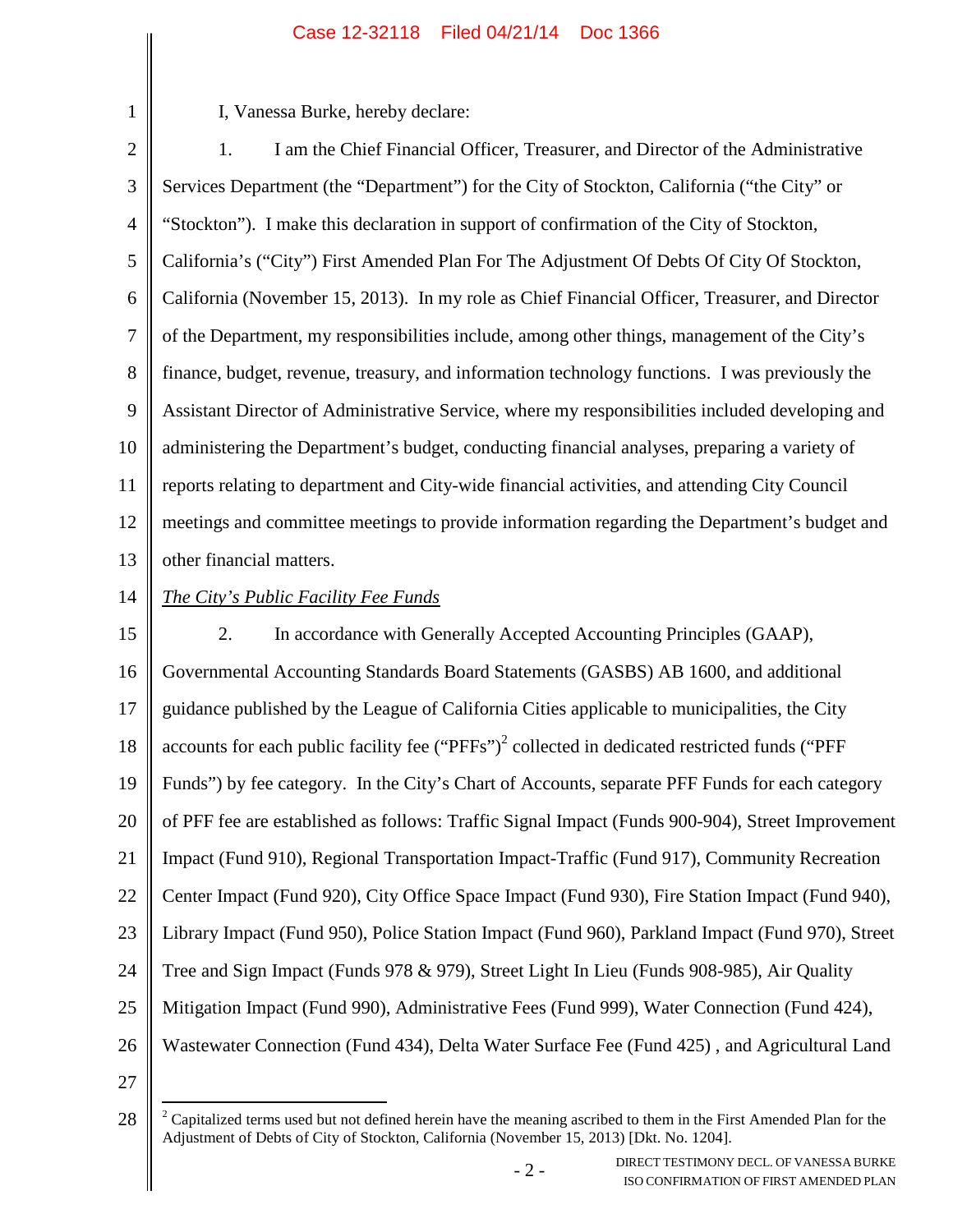I, Vanessa Burke, hereby declare:

1. I am the Chief Financial Officer, Treasurer, and Director of the Administrative Services Department (the "Department") for the City of Stockton, California ("the City" or "Stockton"). I make this declaration in support of confirmation of the City of Stockton, California's ("City") First Amended Plan For The Adjustment Of Debts Of City Of Stockton, California (November 15, 2013). In my role as Chief Financial Officer, Treasurer, and Director of the Department, my responsibilities include, among other things, management of the City's finance, budget, revenue, treasury, and information technology functions. I was previously the Assistant Director of Administrative Service, where my responsibilities included developing and administering the Department's budget, conducting financial analyses, preparing a variety of reports relating to department and City-wide financial activities, and attending City Council meetings and committee meetings to provide information regarding the Department's budget and other financial matters.

*The City's Public Facility Fee Funds*

2. In accordance with Generally Accepted Accounting Principles (GAAP), Governmental Accounting Standards Board Statements (GASBS) AB 1600, and additional guidance published by the League of California Cities applicable to municipalities, the City accounts for each public facility fee ("PFFs")[2] collected in dedicated restricted funds ("PFF Funds") by fee category. In the City's Chart of Accounts, separate PFF Funds for each category of PFF fee are established as follows: Traffic Signal Impact (Funds 900-904), Street Improvement Impact (Fund 910), Regional Transportation Impact-Traffic (Fund 917), Community Recreation Center Impact (Fund 920), City Office Space Impact (Fund 930), Fire Station Impact (Fund 940), Library Impact (Fund 950), Police Station Impact (Fund 960), Parkland Impact (Fund 970), Street Tree and Sign Impact (Funds 978 & 979), Street Light In Lieu (Funds 908-985), Air Quality Mitigation Impact (Fund 990), Administrative Fees (Fund 999), Water Connection (Fund 424), Wastewater Connection (Fund 434), Delta Water Surface Fee (Fund 425) , and Agricultural Land

[2] Capitalized terms used but not defined herein have the meaning ascribed to them in the First Amended Plan for the Adjustment of Debts of City of Stockton, California (November 15, 2013) [Dkt. No. 1204].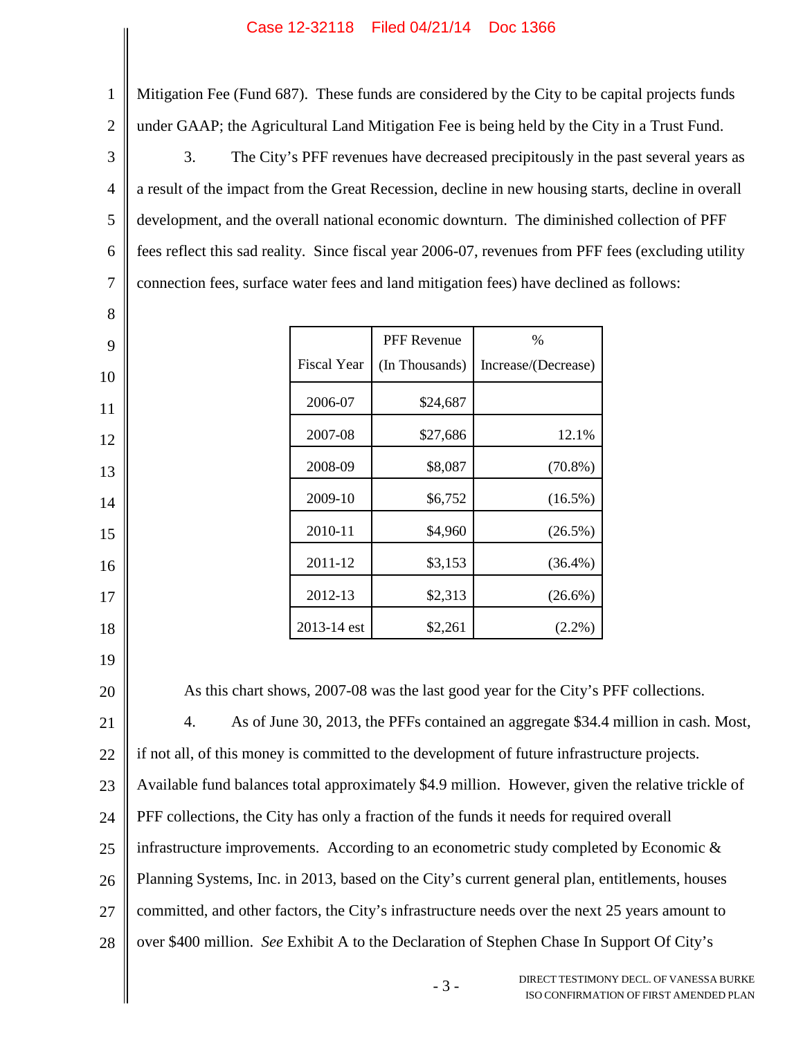Mitigation Fee (Fund 687). These funds are considered by the City to be capital projects funds under GAAP; the Agricultural Land Mitigation Fee is being held by the City in a Trust Fund.

3. The City's PFF revenues have decreased precipitously in the past several years as a result of the impact from the Great Recession, decline in new housing starts, decline in overall development, and the overall national economic downturn. The diminished collection of PFF fees reflect this sad reality. Since fiscal year 2006-07, revenues from PFF fees (excluding utility connection fees, surface water fees and land mitigation fees) have declined as follows:

| Fiscal Year | PFF Revenue (In Thousands) | % Increase/(Decrease) |
|---|---|---|
| 2006-07 | $24,687 | |
| 2007-08 | $27,686 | 12.1% |
| 2008-09 | $8,087 | (70.8%) |
| 2009-10 | $6,752 | (16.5%) |
| 2010-11 | $4,960 | (26.5%) |
| 2011-12 | $3,153 | (36.4%) |
| 2012-13 | $2,313 | (26.6%) |
| 2013-14 est | $2,261 | (2.2%) |

As this chart shows, 2007-08 was the last good year for the City's PFF collections.

4. As of June 30, 2013, the PFFs contained an aggregate $34.4 million in cash. Most, if not all, of this money is committed to the development of future infrastructure projects. Available fund balances total approximately $4.9 million. However, given the relative trickle of PFF collections, the City has only a fraction of the funds it needs for required overall infrastructure improvements. According to an econometric study completed by Economic & Planning Systems, Inc. in 2013, based on the City's current general plan, entitlements, houses committed, and other factors, the City's infrastructure needs over the next 25 years amount to over $400 million. *See* Exhibit A to the Declaration of Stephen Chase In Support Of City's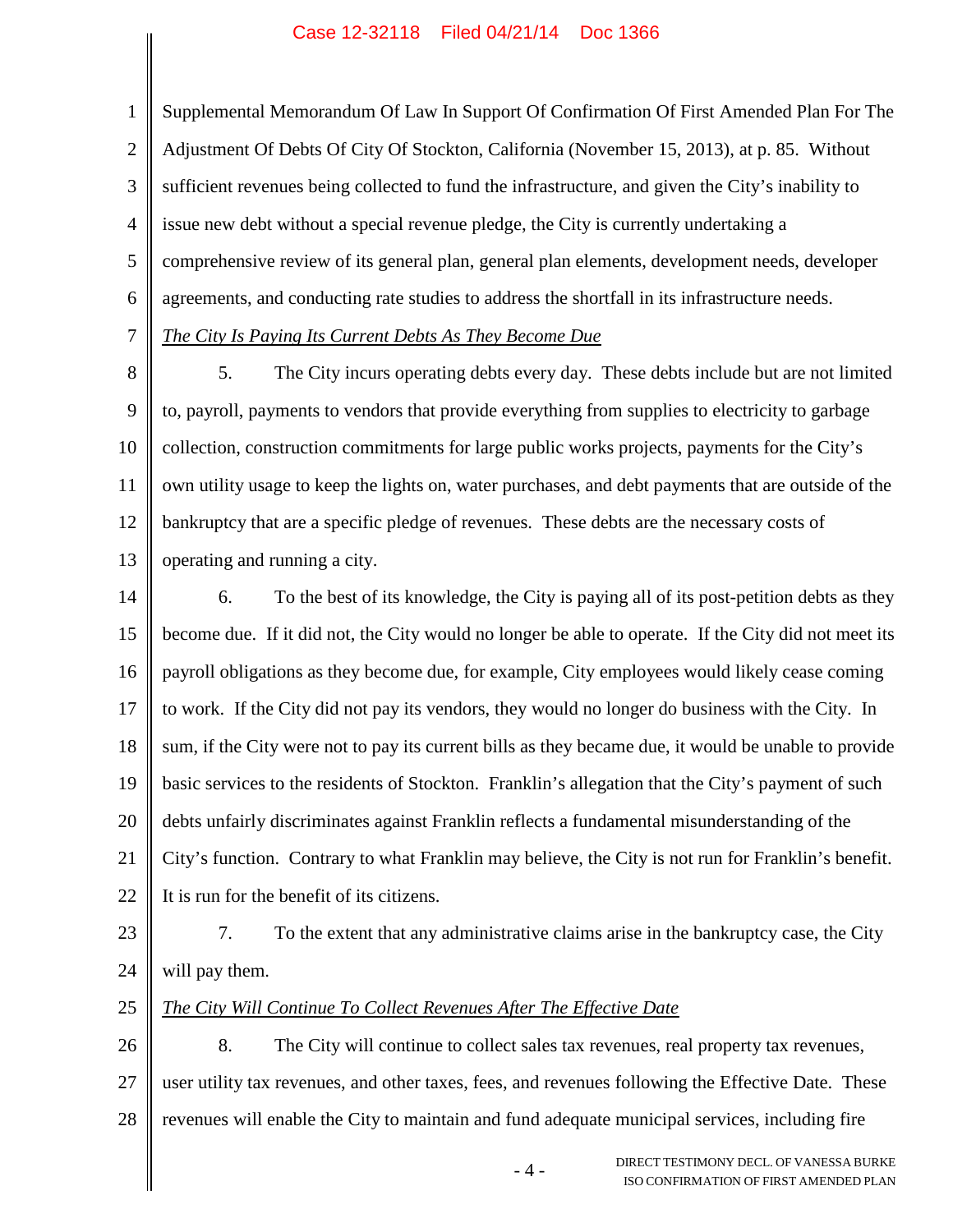Supplemental Memorandum Of Law In Support Of Confirmation Of First Amended Plan For The Adjustment Of Debts Of City Of Stockton, California (November 15, 2013), at p. 85. Without sufficient revenues being collected to fund the infrastructure, and given the City's inability to issue new debt without a special revenue pledge, the City is currently undertaking a comprehensive review of its general plan, general plan elements, development needs, developer agreements, and conducting rate studies to address the shortfall in its infrastructure needs.

*The City Is Paying Its Current Debts As They Become Due*

5. The City incurs operating debts every day. These debts include but are not limited to, payroll, payments to vendors that provide everything from supplies to electricity to garbage collection, construction commitments for large public works projects, payments for the City's own utility usage to keep the lights on, water purchases, and debt payments that are outside of the bankruptcy that are a specific pledge of revenues. These debts are the necessary costs of operating and running a city.

6. To the best of its knowledge, the City is paying all of its post-petition debts as they become due. If it did not, the City would no longer be able to operate. If the City did not meet its payroll obligations as they become due, for example, City employees would likely cease coming to work. If the City did not pay its vendors, they would no longer do business with the City. In sum, if the City were not to pay its current bills as they became due, it would be unable to provide basic services to the residents of Stockton. Franklin's allegation that the City's payment of such debts unfairly discriminates against Franklin reflects a fundamental misunderstanding of the City's function. Contrary to what Franklin may believe, the City is not run for Franklin's benefit. It is run for the benefit of its citizens.

7. To the extent that any administrative claims arise in the bankruptcy case, the City will pay them.

*The City Will Continue To Collect Revenues After The Effective Date*

8. The City will continue to collect sales tax revenues, real property tax revenues, user utility tax revenues, and other taxes, fees, and revenues following the Effective Date. These revenues will enable the City to maintain and fund adequate municipal services, including fire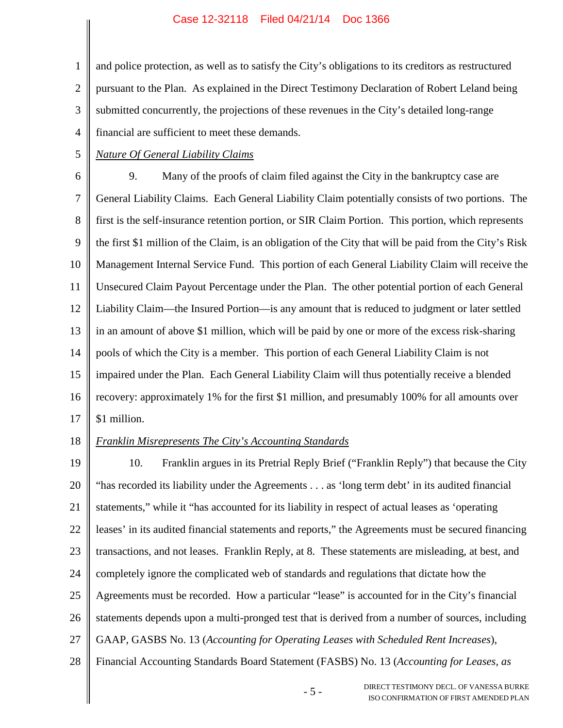and police protection, as well as to satisfy the City's obligations to its creditors as restructured pursuant to the Plan. As explained in the Direct Testimony Declaration of Robert Leland being submitted concurrently, the projections of these revenues in the City's detailed long-range financial are sufficient to meet these demands.

*Nature Of General Liability Claims*

9. Many of the proofs of claim filed against the City in the bankruptcy case are General Liability Claims. Each General Liability Claim potentially consists of two portions. The first is the self-insurance retention portion, or SIR Claim Portion. This portion, which represents the first $1 million of the Claim, is an obligation of the City that will be paid from the City's Risk Management Internal Service Fund. This portion of each General Liability Claim will receive the Unsecured Claim Payout Percentage under the Plan. The other potential portion of each General Liability Claim—the Insured Portion—is any amount that is reduced to judgment or later settled in an amount of above $1 million, which will be paid by one or more of the excess risk-sharing pools of which the City is a member. This portion of each General Liability Claim is not impaired under the Plan. Each General Liability Claim will thus potentially receive a blended recovery: approximately 1% for the first $1 million, and presumably 100% for all amounts over $1 million.

*Franklin Misrepresents The City's Accounting Standards*

10. Franklin argues in its Pretrial Reply Brief ("Franklin Reply") that because the City "has recorded its liability under the Agreements . . . as 'long term debt' in its audited financial statements," while it "has accounted for its liability in respect of actual leases as 'operating leases' in its audited financial statements and reports," the Agreements must be secured financing transactions, and not leases. Franklin Reply, at 8. These statements are misleading, at best, and completely ignore the complicated web of standards and regulations that dictate how the Agreements must be recorded. How a particular "lease" is accounted for in the City's financial statements depends upon a multi-pronged test that is derived from a number of sources, including GAAP, GASBS No. 13 (*Accounting for Operating Leases with Scheduled Rent Increases*), Financial Accounting Standards Board Statement (FASBS) No. 13 (*Accounting for Leases, as*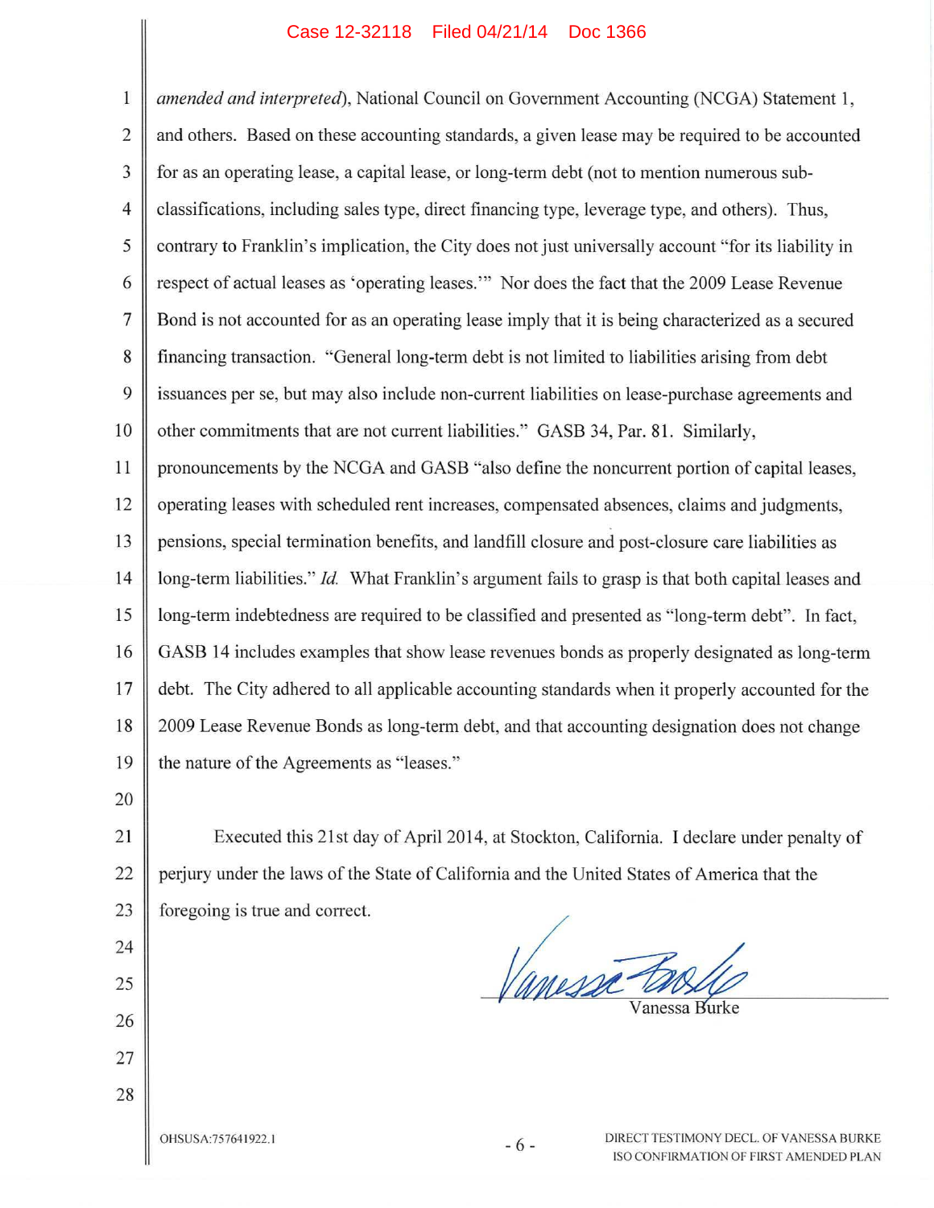*amended and interpreted*), National Council on Government Accounting (NCGA) Statement 1, and others. Based on these accounting standards, a given lease may be required to be accounted for as an operating lease, a capital lease, or long-term debt (not to mention numerous sub-classifications, including sales type, direct financing type, leverage type, and others). Thus, contrary to Franklin's implication, the City does not just universally account "for its liability in respect of actual leases as 'operating leases.'" Nor does the fact that the 2009 Lease Revenue Bond is not accounted for as an operating lease imply that it is being characterized as a secured financing transaction. "General long-term debt is not limited to liabilities arising from debt issuances per se, but may also include non-current liabilities on lease-purchase agreements and other commitments that are not current liabilities." GASB 34, Par. 81. Similarly, pronouncements by the NCGA and GASB "also define the noncurrent portion of capital leases, operating leases with scheduled rent increases, compensated absences, claims and judgments, pensions, special termination benefits, and landfill closure and post-closure care liabilities as long-term liabilities." *Id.* What Franklin's argument fails to grasp is that both capital leases and long-term indebtedness are required to be classified and presented as "long-term debt". In fact, GASB 14 includes examples that show lease revenues bonds as properly designated as long-term debt. The City adhered to all applicable accounting standards when it properly accounted for the 2009 Lease Revenue Bonds as long-term debt, and that accounting designation does not change the nature of the Agreements as "leases."

Executed this 21st day of April 2014, at Stockton, California. I declare under penalty of perjury under the laws of the State of California and the United States of America that the foregoing is true and correct.

Vanessa Burke